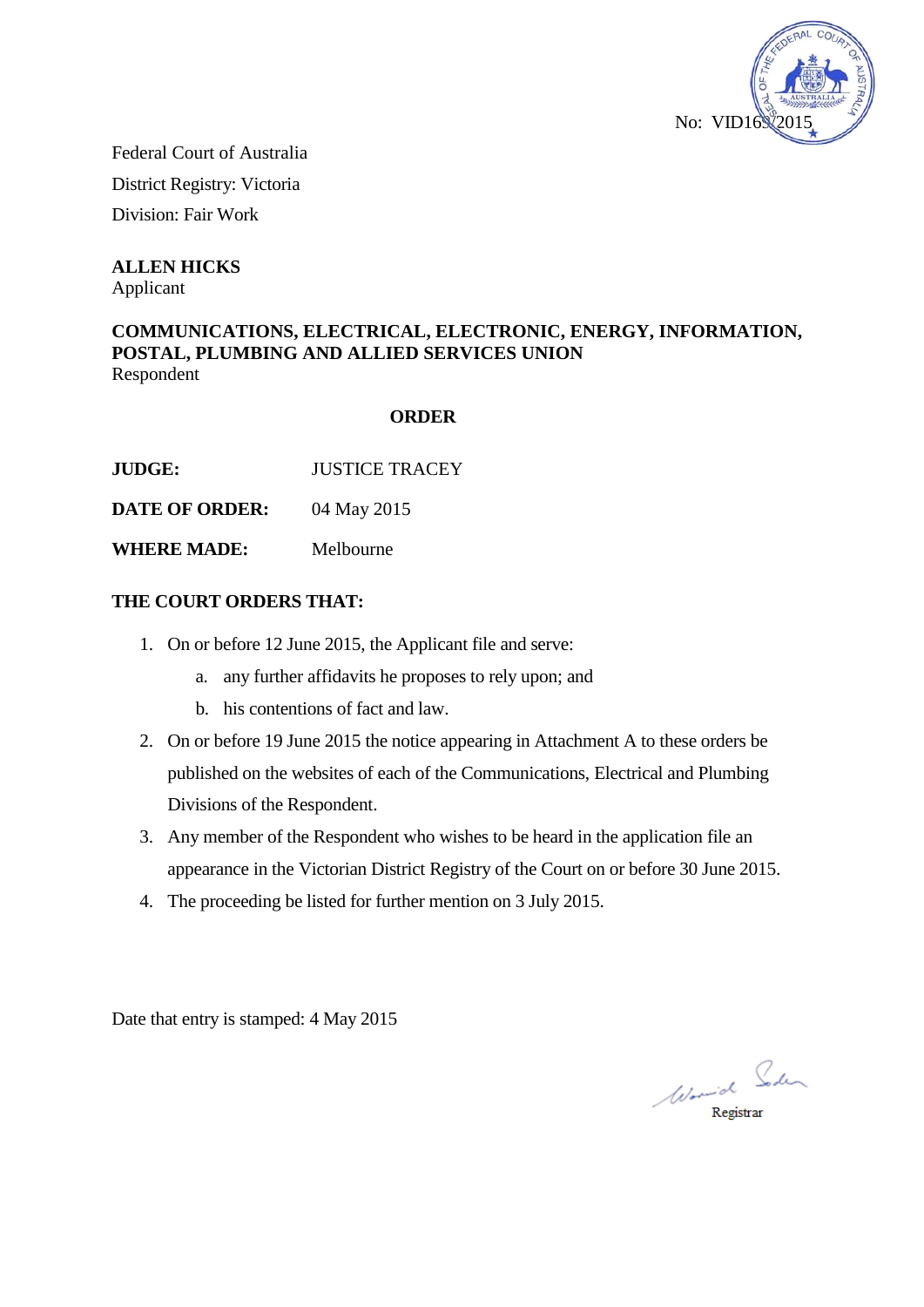No: VID169/2015

Federal Court of Australia
District Registry: Victoria
Division: Fair Work

**ALLEN HICKS**
Applicant

**COMMUNICATIONS, ELECTRICAL, ELECTRONIC, ENERGY, INFORMATION, POSTAL, PLUMBING AND ALLIED SERVICES UNION**
Respondent

**ORDER**

**JUDGE:** JUSTICE TRACEY

**DATE OF ORDER:** 04 May 2015

**WHERE MADE:** Melbourne

**THE COURT ORDERS THAT:**

1. On or before 12 June 2015, the Applicant file and serve:
   a. any further affidavits he proposes to rely upon; and
   b. his contentions of fact and law.
2. On or before 19 June 2015 the notice appearing in Attachment A to these orders be published on the websites of each of the Communications, Electrical and Plumbing Divisions of the Respondent.
3. Any member of the Respondent who wishes to be heard in the application file an appearance in the Victorian District Registry of the Court on or before 30 June 2015.
4. The proceeding be listed for further mention on 3 July 2015.

Date that entry is stamped: 4 May 2015

Registrar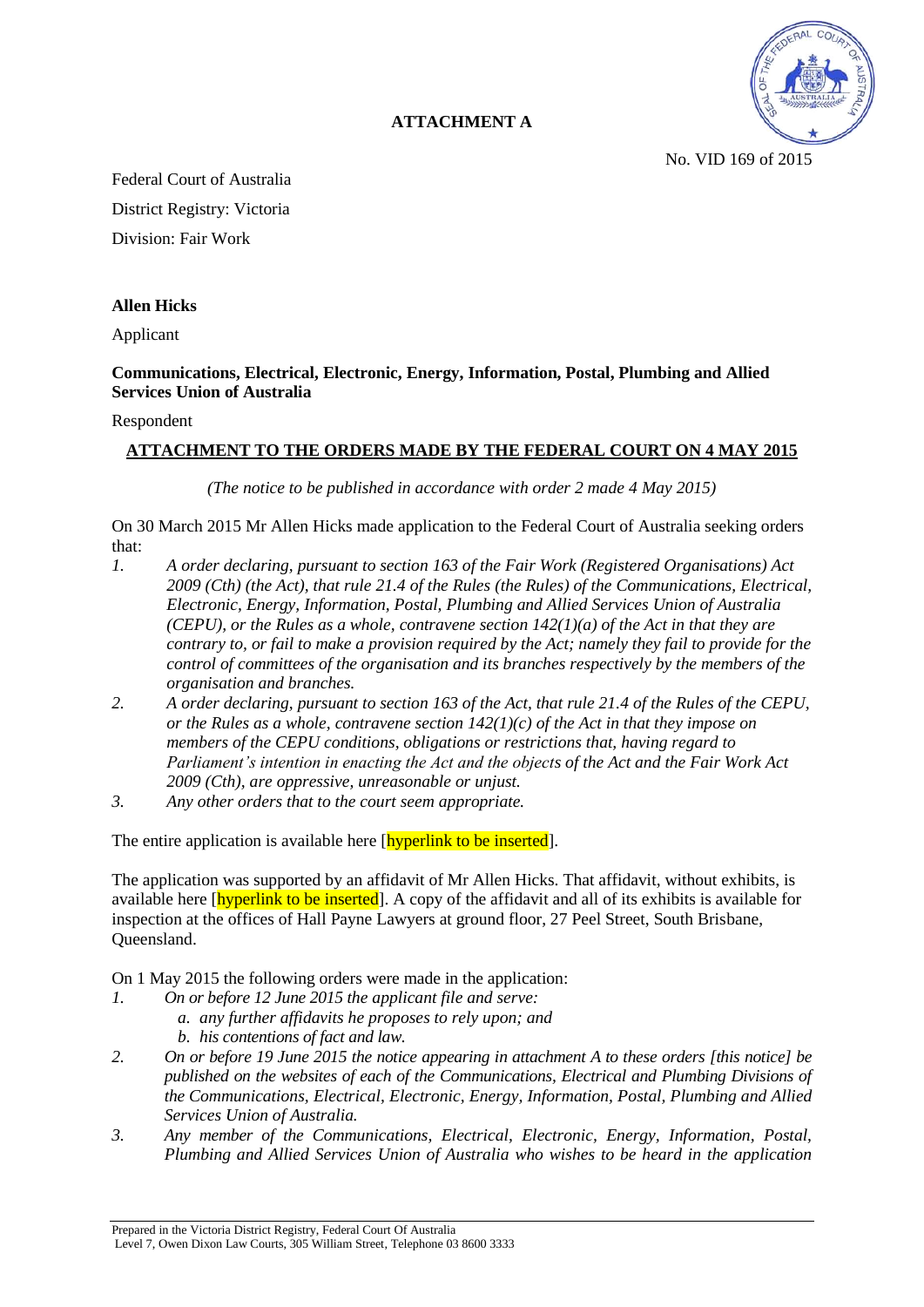**ATTACHMENT A**

No. VID 169 of 2015

Federal Court of Australia

District Registry: Victoria

Division: Fair Work

**Allen Hicks**

Applicant

**Communications, Electrical, Electronic, Energy, Information, Postal, Plumbing and Allied Services Union of Australia**

Respondent

**ATTACHMENT TO THE ORDERS MADE BY THE FEDERAL COURT ON 4 MAY 2015**

*(The notice to be published in accordance with order 2 made 4 May 2015)*

On 30 March 2015 Mr Allen Hicks made application to the Federal Court of Australia seeking orders that:

1. *A order declaring, pursuant to section 163 of the Fair Work (Registered Organisations) Act 2009 (Cth) (the Act), that rule 21.4 of the Rules (the Rules) of the Communications, Electrical, Electronic, Energy, Information, Postal, Plumbing and Allied Services Union of Australia (CEPU), or the Rules as a whole, contravene section 142(1)(a) of the Act in that they are contrary to, or fail to make a provision required by the Act; namely they fail to provide for the control of committees of the organisation and its branches respectively by the members of the organisation and branches.*
2. *A order declaring, pursuant to section 163 of the Act, that rule 21.4 of the Rules of the CEPU, or the Rules as a whole, contravene section 142(1)(c) of the Act in that they impose on members of the CEPU conditions, obligations or restrictions that, having regard to Parliament's intention in enacting the Act and the objects of the Act and the Fair Work Act 2009 (Cth), are oppressive, unreasonable or unjust.*
3. *Any other orders that to the court seem appropriate.*

The entire application is available here [hyperlink to be inserted].

The application was supported by an affidavit of Mr Allen Hicks. That affidavit, without exhibits, is available here [hyperlink to be inserted]. A copy of the affidavit and all of its exhibits is available for inspection at the offices of Hall Payne Lawyers at ground floor, 27 Peel Street, South Brisbane, Queensland.

On 1 May 2015 the following orders were made in the application:

1. *On or before 12 June 2015 the applicant file and serve:*
   a. *any further affidavits he proposes to rely upon; and*
   b. *his contentions of fact and law.*
2. *On or before 19 June 2015 the notice appearing in attachment A to these orders [this notice] be published on the websites of each of the Communications, Electrical and Plumbing Divisions of the Communications, Electrical, Electronic, Energy, Information, Postal, Plumbing and Allied Services Union of Australia.*
3. *Any member of the Communications, Electrical, Electronic, Energy, Information, Postal, Plumbing and Allied Services Union of Australia who wishes to be heard in the application*

Prepared in the Victoria District Registry, Federal Court Of Australia
Level 7, Owen Dixon Law Courts, 305 William Street, Telephone 03 8600 3333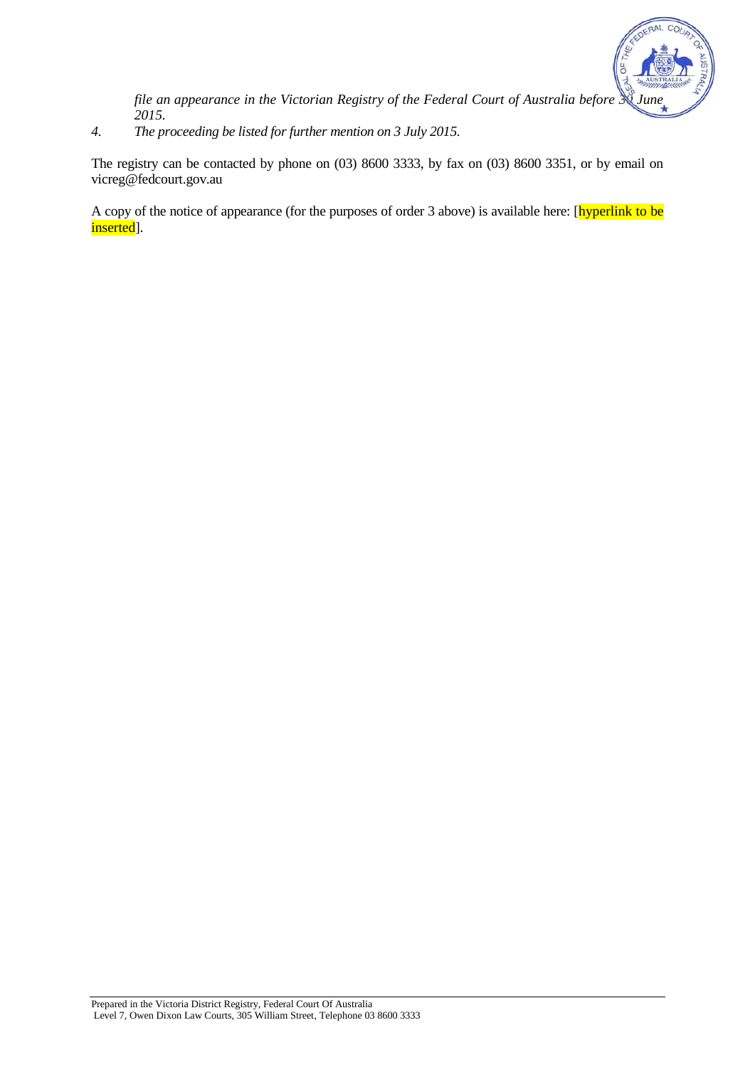*file an appearance in the Victorian Registry of the Federal Court of Australia before 30 June 2015.*

*4. The proceeding be listed for further mention on 3 July 2015.*

The registry can be contacted by phone on (03) 8600 3333, by fax on (03) 8600 3351, or by email on vicreg@fedcourt.gov.au

A copy of the notice of appearance (for the purposes of order 3 above) is available here: [hyperlink to be inserted].

Prepared in the Victoria District Registry, Federal Court Of Australia
Level 7, Owen Dixon Law Courts, 305 William Street, Telephone 03 8600 3333